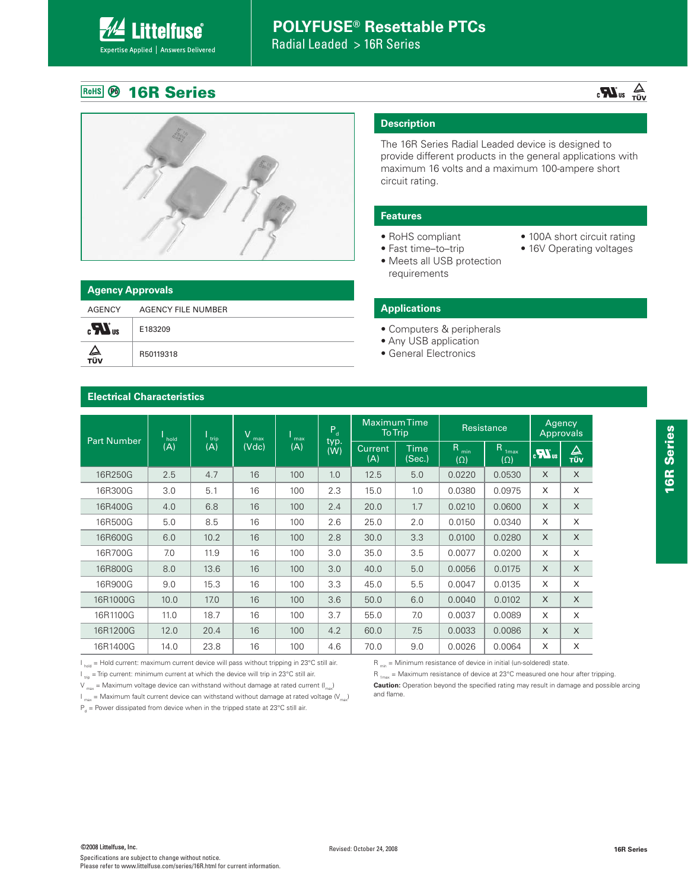# POLYFUSE® Resettable PTCs

Radial Leaded > 16R Series

## 16R Series

### Description

The 16R Series Radial Leaded device is designed to provide different products in the general applications with maximum 16 volts and a maximum 100-ampere short circuit rating.

### Features

- RoHS compliant
- Fast time–to–trip
- Meets all USB protection requirements
- 100A short circuit rating
- 16V Operating voltages

### Applications

- Computers & peripherals
- Any USB application
- General Electronics

### Agency Approvals

| AGENCY | AGENCY FILE NUMBER |
|---|---|
| cULus | E183209 |
| TÜV | R50119318 |

### Electrical Characteristics

| Part Number | $I_{hold}$ (A) | $I_{trip}$ (A) | $V_{max}$ (Vdc) | $I_{max}$ (A) | $P_d$ typ. (W) | Maximum Time To Trip | | Resistance | | Agency Approvals | |
|---|---|---|---|---|---|---|---|---|---|---|---|
| | | | | | | Current (A) | Time (Sec.) | $R_{min}$ (Ω) | $R_{1max}$ (Ω) | cULus | TÜV |
| 16R250G | 2.5 | 4.7 | 16 | 100 | 1.0 | 12.5 | 5.0 | 0.0220 | 0.0530 | X | X |
| 16R300G | 3.0 | 5.1 | 16 | 100 | 2.3 | 15.0 | 1.0 | 0.0380 | 0.0975 | X | X |
| 16R400G | 4.0 | 6.8 | 16 | 100 | 2.4 | 20.0 | 1.7 | 0.0210 | 0.0600 | X | X |
| 16R500G | 5.0 | 8.5 | 16 | 100 | 2.6 | 25.0 | 2.0 | 0.0150 | 0.0340 | X | X |
| 16R600G | 6.0 | 10.2 | 16 | 100 | 2.8 | 30.0 | 3.3 | 0.0100 | 0.0280 | X | X |
| 16R700G | 7.0 | 11.9 | 16 | 100 | 3.0 | 35.0 | 3.5 | 0.0077 | 0.0200 | X | X |
| 16R800G | 8.0 | 13.6 | 16 | 100 | 3.0 | 40.0 | 5.0 | 0.0056 | 0.0175 | X | X |
| 16R900G | 9.0 | 15.3 | 16 | 100 | 3.3 | 45.0 | 5.5 | 0.0047 | 0.0135 | X | X |
| 16R1000G | 10.0 | 17.0 | 16 | 100 | 3.6 | 50.0 | 6.0 | 0.0040 | 0.0102 | X | X |
| 16R1100G | 11.0 | 18.7 | 16 | 100 | 3.7 | 55.0 | 7.0 | 0.0037 | 0.0089 | X | X |
| 16R1200G | 12.0 | 20.4 | 16 | 100 | 4.2 | 60.0 | 7.5 | 0.0033 | 0.0086 | X | X |
| 16R1400G | 14.0 | 23.8 | 16 | 100 | 4.6 | 70.0 | 9.0 | 0.0026 | 0.0064 | X | X |

$I_{hold}$ = Hold current: maximum current device will pass without tripping in 23°C still air.
$I_{trip}$ = Trip current: minimum current at which the device will trip in 23°C still air.
$V_{max}$ = Maximum voltage device can withstand without damage at rated current ($I_{max}$)
$I_{max}$ = Maximum fault current device can withstand without damage at rated voltage ($V_{max}$)
$P_d$ = Power dissipated from device when in the tripped state at 23°C still air.

$R_{min}$ = Minimum resistance of device in initial (un-soldered) state.
$R_{1max}$ = Maximum resistance of device at 23°C measured one hour after tripping.
**Caution:** Operation beyond the specified rating may result in damage and possible arcing and flame.

©2008 Littelfuse, Inc.
Specifications are subject to change without notice.
Please refer to www.littelfuse.com/series/16R.html for current information.

Revised: October 24, 2008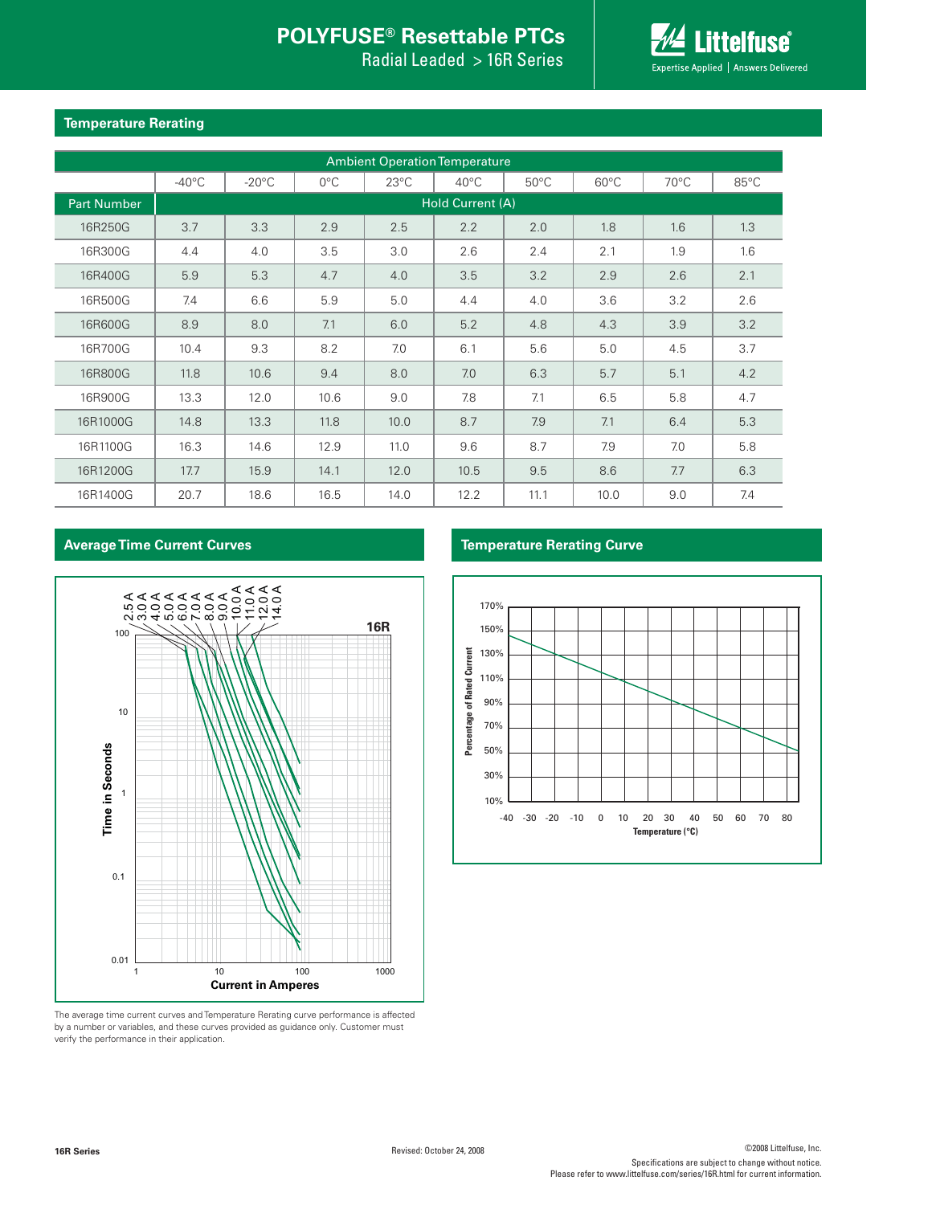## Temperature Rerating

| | Ambient Operation Temperature | | | | | | | | |
|---|---|---|---|---|---|---|---|---|---|
| | -40°C | -20°C | 0°C | 23°C | 40°C | 50°C | 60°C | 70°C | 85°C |
| Part Number | Hold Current (A) | | | | | | | | |
| 16R250G | 3.7 | 3.3 | 2.9 | 2.5 | 2.2 | 2.0 | 1.8 | 1.6 | 1.3 |
| 16R300G | 4.4 | 4.0 | 3.5 | 3.0 | 2.6 | 2.4 | 2.1 | 1.9 | 1.6 |
| 16R400G | 5.9 | 5.3 | 4.7 | 4.0 | 3.5 | 3.2 | 2.9 | 2.6 | 2.1 |
| 16R500G | 7.4 | 6.6 | 5.9 | 5.0 | 4.4 | 4.0 | 3.6 | 3.2 | 2.6 |
| 16R600G | 8.9 | 8.0 | 7.1 | 6.0 | 5.2 | 4.8 | 4.3 | 3.9 | 3.2 |
| 16R700G | 10.4 | 9.3 | 8.2 | 7.0 | 6.1 | 5.6 | 5.0 | 4.5 | 3.7 |
| 16R800G | 11.8 | 10.6 | 9.4 | 8.0 | 7.0 | 6.3 | 5.7 | 5.1 | 4.2 |
| 16R900G | 13.3 | 12.0 | 10.6 | 9.0 | 7.8 | 7.1 | 6.5 | 5.8 | 4.7 |
| 16R1000G | 14.8 | 13.3 | 11.8 | 10.0 | 8.7 | 7.9 | 7.1 | 6.4 | 5.3 |
| 16R1100G | 16.3 | 14.6 | 12.9 | 11.0 | 9.6 | 8.7 | 7.9 | 7.0 | 5.8 |
| 16R1200G | 17.7 | 15.9 | 14.1 | 12.0 | 10.5 | 9.5 | 8.6 | 7.7 | 6.3 |
| 16R1400G | 20.7 | 18.6 | 16.5 | 14.0 | 12.2 | 11.1 | 10.0 | 9.0 | 7.4 |

## Average Time Current Curves

## Temperature Rerating Curve

The average time current curves and Temperature Rerating curve performance is affected by a number or variables, and these curves provided as guidance only. Customer must verify the performance in their application.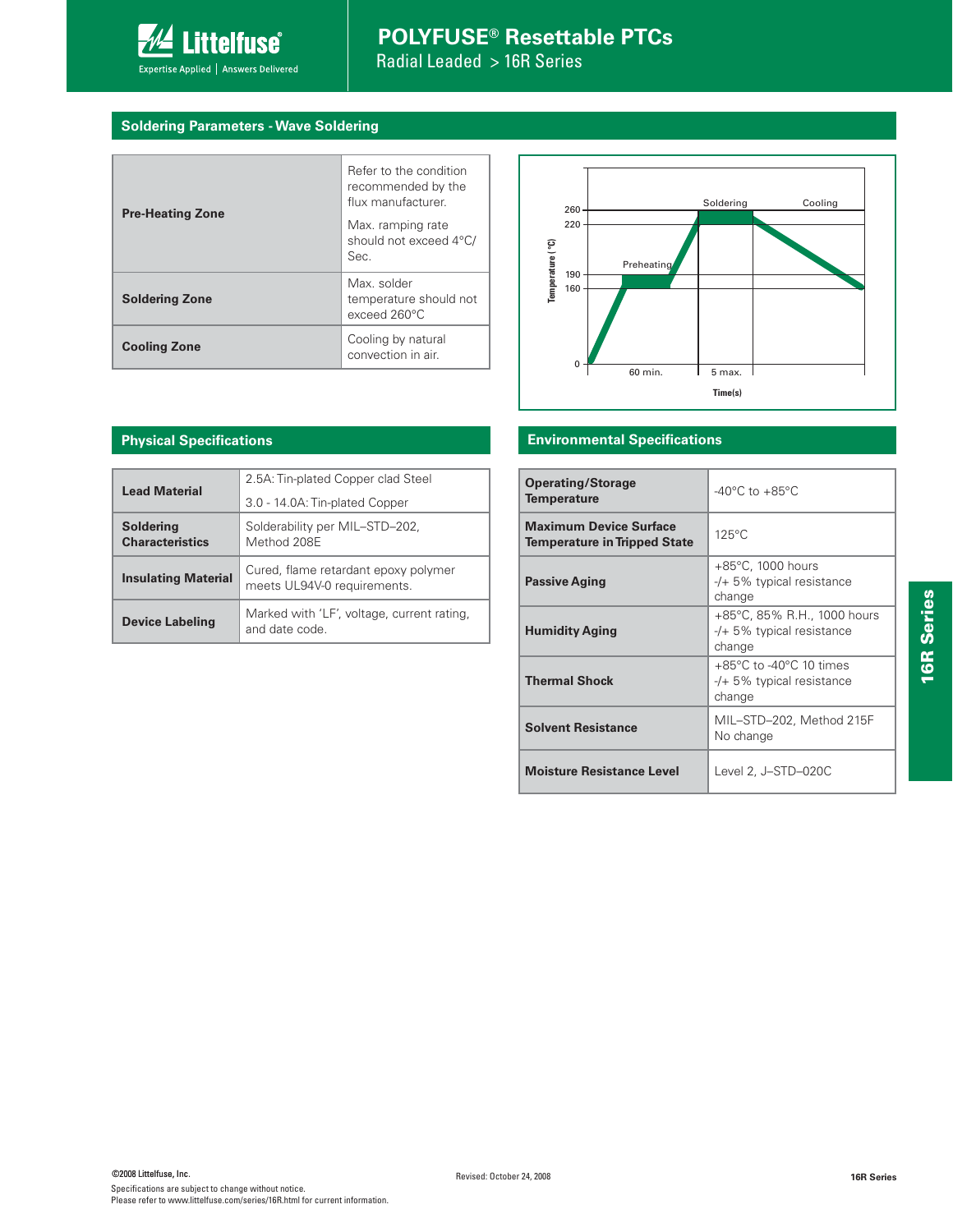## Soldering Parameters - Wave Soldering

| | |
|---|---|
| **Pre-Heating Zone** | Refer to the condition recommended by the flux manufacturer.<br>Max. ramping rate should not exceed 4°C/ Sec. |
| **Soldering Zone** | Max. solder temperature should not exceed 260°C |
| **Cooling Zone** | Cooling by natural convection in air. |

## Physical Specifications

| | |
|---|---|
| **Lead Material** | 2.5A: Tin-plated Copper clad Steel<br>3.0 - 14.0A: Tin-plated Copper |
| **Soldering Characteristics** | Solderability per MIL–STD–202, Method 208E |
| **Insulating Material** | Cured, flame retardant epoxy polymer meets UL94V-0 requirements. |
| **Device Labeling** | Marked with 'LF', voltage, current rating, and date code. |

## Environmental Specifications

| | |
|---|---|
| **Operating/Storage Temperature** | -40°C to +85°C |
| **Maximum Device Surface Temperature in Tripped State** | 125°C |
| **Passive Aging** | +85°C, 1000 hours<br>-/+ 5% typical resistance change |
| **Humidity Aging** | +85°C, 85% R.H., 1000 hours<br>-/+ 5% typical resistance change |
| **Thermal Shock** | +85°C to -40°C 10 times<br>-/+ 5% typical resistance change |
| **Solvent Resistance** | MIL–STD–202, Method 215F<br>No change |
| **Moisture Resistance Level** | Level 2, J–STD–020C |

©2008 Littelfuse, Inc.
Specifications are subject to change without notice.
Please refer to www.littelfuse.com/series/16R.html for current information.

Revised: October 24, 2008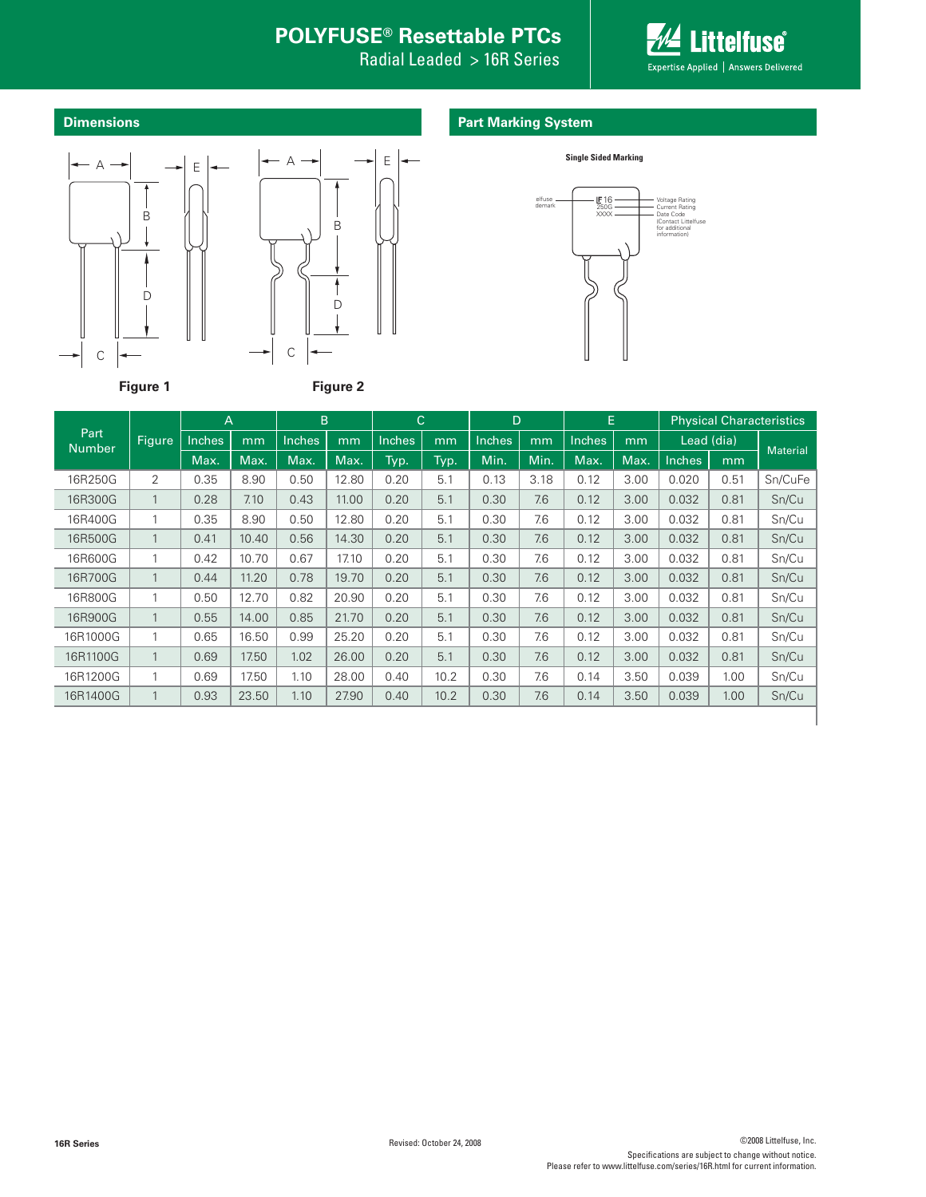## Dimensions

Figure 1

Figure 2

## Part Marking System

Single Sided Marking

| Part Number | Figure | A | | B | | C | | D | | E | | Physical Characteristics | | |
|---|---|---|---|---|---|---|---|---|---|---|---|---|---|---|
| | | Inches | mm | Inches | mm | Inches | mm | Inches | mm | Inches | mm | Lead (dia) | | Material |
| | | Max. | Max. | Max. | Max. | Typ. | Typ. | Min. | Min. | Max. | Max. | Inches | mm | |
| 16R250G | 2 | 0.35 | 8.90 | 0.50 | 12.80 | 0.20 | 5.1 | 0.13 | 3.18 | 0.12 | 3.00 | 0.020 | 0.51 | Sn/CuFe |
| 16R300G | 1 | 0.28 | 7.10 | 0.43 | 11.00 | 0.20 | 5.1 | 0.30 | 7.6 | 0.12 | 3.00 | 0.032 | 0.81 | Sn/Cu |
| 16R400G | 1 | 0.35 | 8.90 | 0.50 | 12.80 | 0.20 | 5.1 | 0.30 | 7.6 | 0.12 | 3.00 | 0.032 | 0.81 | Sn/Cu |
| 16R500G | 1 | 0.41 | 10.40 | 0.56 | 14.30 | 0.20 | 5.1 | 0.30 | 7.6 | 0.12 | 3.00 | 0.032 | 0.81 | Sn/Cu |
| 16R600G | 1 | 0.42 | 10.70 | 0.67 | 17.10 | 0.20 | 5.1 | 0.30 | 7.6 | 0.12 | 3.00 | 0.032 | 0.81 | Sn/Cu |
| 16R700G | 1 | 0.44 | 11.20 | 0.78 | 19.70 | 0.20 | 5.1 | 0.30 | 7.6 | 0.12 | 3.00 | 0.032 | 0.81 | Sn/Cu |
| 16R800G | 1 | 0.50 | 12.70 | 0.82 | 20.90 | 0.20 | 5.1 | 0.30 | 7.6 | 0.12 | 3.00 | 0.032 | 0.81 | Sn/Cu |
| 16R900G | 1 | 0.55 | 14.00 | 0.85 | 21.70 | 0.20 | 5.1 | 0.30 | 7.6 | 0.12 | 3.00 | 0.032 | 0.81 | Sn/Cu |
| 16R1000G | 1 | 0.65 | 16.50 | 0.99 | 25.20 | 0.20 | 5.1 | 0.30 | 7.6 | 0.12 | 3.00 | 0.032 | 0.81 | Sn/Cu |
| 16R1100G | 1 | 0.69 | 17.50 | 1.02 | 26.00 | 0.20 | 5.1 | 0.30 | 7.6 | 0.12 | 3.00 | 0.032 | 0.81 | Sn/Cu |
| 16R1200G | 1 | 0.69 | 17.50 | 1.10 | 28.00 | 0.40 | 10.2 | 0.30 | 7.6 | 0.14 | 3.50 | 0.039 | 1.00 | Sn/Cu |
| 16R1400G | 1 | 0.93 | 23.50 | 1.10 | 27.90 | 0.40 | 10.2 | 0.30 | 7.6 | 0.14 | 3.50 | 0.039 | 1.00 | Sn/Cu |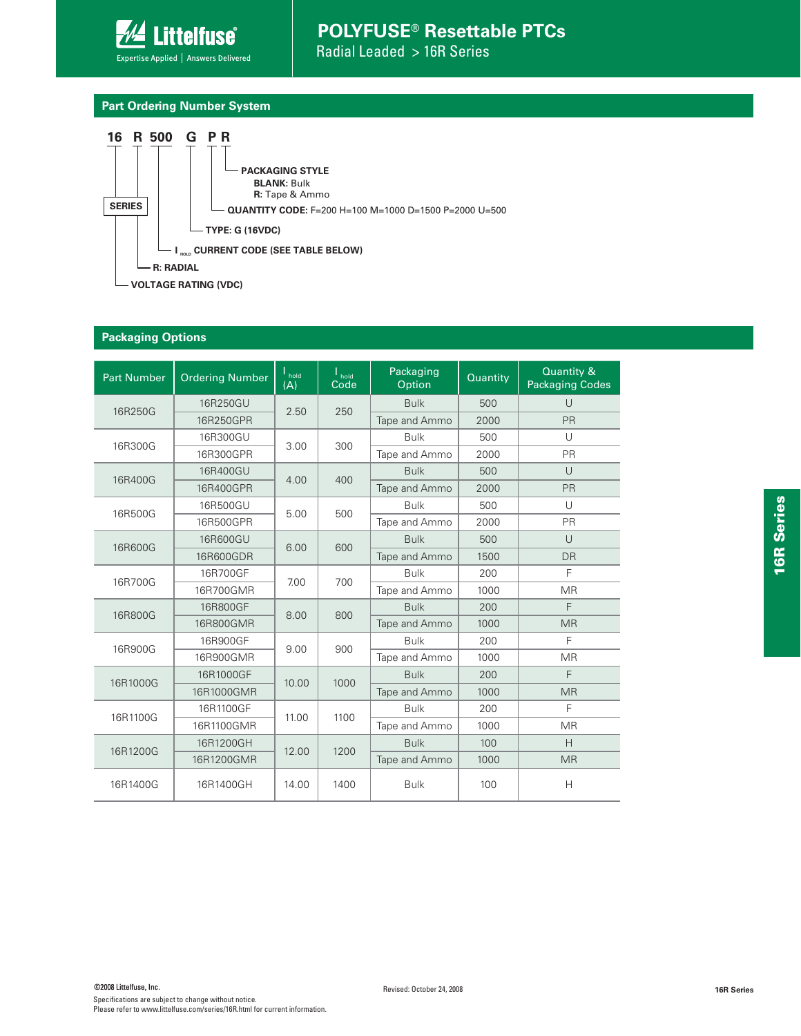## Part Ordering Number System

**16 R 500 G P R**

- **16** – SERIES – VOLTAGE RATING (VDC)
- **R** – R: RADIAL
- **500** – $I_{HOLD}$ CURRENT CODE (SEE TABLE BELOW)
- **G** – TYPE: G (16VDC)
- **P** – QUANTITY CODE: F=200 H=100 M=1000 D=1500 P=2000 U=500
- **R** – PACKAGING STYLE
  - **BLANK:** Bulk
  - **R:** Tape & Ammo

## Packaging Options

| Part Number | Ordering Number | $I_{hold}$ (A) | $I_{hold}$ Code | Packaging Option | Quantity | Quantity & Packaging Codes |
|---|---|---|---|---|---|---|
| 16R250G | 16R250GU | 2.50 | 250 | Bulk | 500 | U |
| | 16R250GPR | | | Tape and Ammo | 2000 | PR |
| 16R300G | 16R300GU | 3.00 | 300 | Bulk | 500 | U |
| | 16R300GPR | | | Tape and Ammo | 2000 | PR |
| 16R400G | 16R400GU | 4.00 | 400 | Bulk | 500 | U |
| | 16R400GPR | | | Tape and Ammo | 2000 | PR |
| 16R500G | 16R500GU | 5.00 | 500 | Bulk | 500 | U |
| | 16R500GPR | | | Tape and Ammo | 2000 | PR |
| 16R600G | 16R600GU | 6.00 | 600 | Bulk | 500 | U |
| | 16R600GDR | | | Tape and Ammo | 1500 | DR |
| 16R700G | 16R700GF | 7.00 | 700 | Bulk | 200 | F |
| | 16R700GMR | | | Tape and Ammo | 1000 | MR |
| 16R800G | 16R800GF | 8.00 | 800 | Bulk | 200 | F |
| | 16R800GMR | | | Tape and Ammo | 1000 | MR |
| 16R900G | 16R900GF | 9.00 | 900 | Bulk | 200 | F |
| | 16R900GMR | | | Tape and Ammo | 1000 | MR |
| 16R1000G | 16R1000GF | 10.00 | 1000 | Bulk | 200 | F |
| | 16R1000GMR | | | Tape and Ammo | 1000 | MR |
| 16R1100G | 16R1100GF | 11.00 | 1100 | Bulk | 200 | F |
| | 16R1100GMR | | | Tape and Ammo | 1000 | MR |
| 16R1200G | 16R1200GH | 12.00 | 1200 | Bulk | 100 | H |
| | 16R1200GMR | | | Tape and Ammo | 1000 | MR |
| 16R1400G | 16R1400GH | 14.00 | 1400 | Bulk | 100 | H |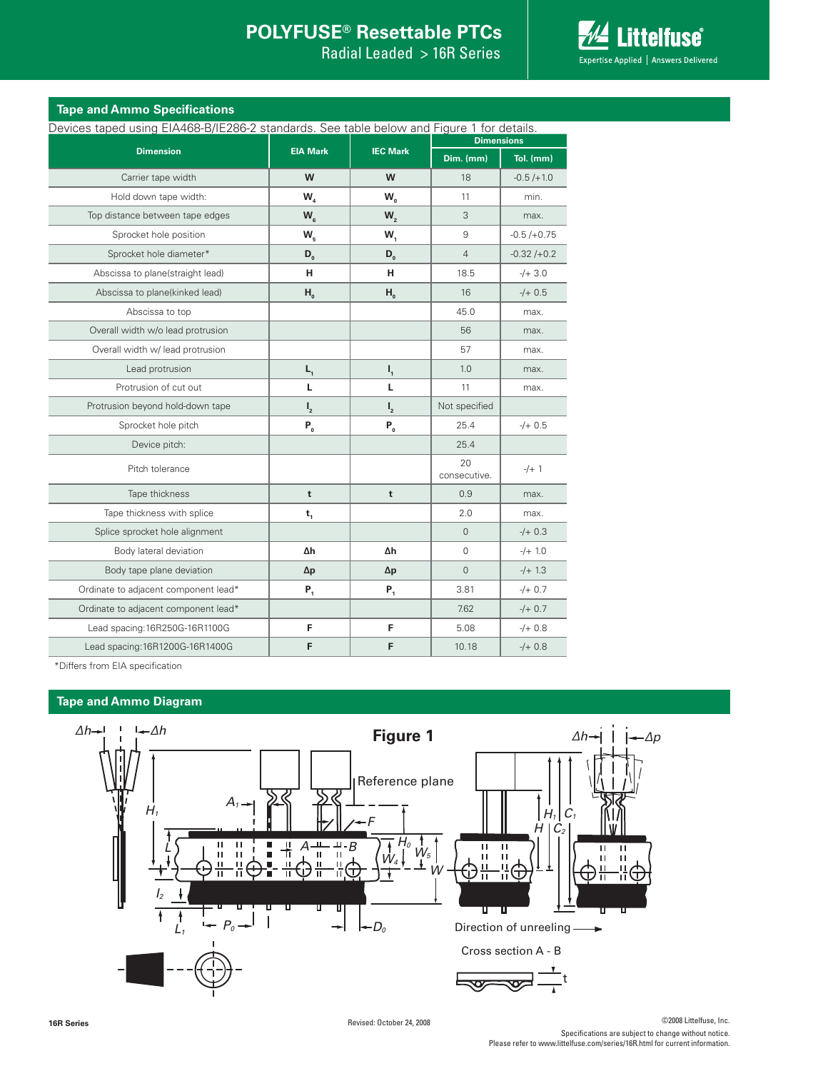## Tape and Ammo Specifications

Devices taped using EIA468-B/IE286-2 standards. See table below and Figure 1 for details.

| Dimension | EIA Mark | IEC Mark | Dimensions | |
|---|---|---|---|---|
| | | | Dim. (mm) | Tol. (mm) |
| Carrier tape width | W | W | 18 | -0.5 /+1.0 |
| Hold down tape width: | $W_4$ | $W_0$ | 11 | min. |
| Top distance between tape edges | $W_6$ | $W_2$ | 3 | max. |
| Sprocket hole position | $W_5$ | $W_1$ | 9 | -0.5 /+0.75 |
| Sprocket hole diameter* | $D_0$ | $D_0$ | 4 | -0.32 /+0.2 |
| Abscissa to plane(straight lead) | H | H | 18.5 | -/+ 3.0 |
| Abscissa to plane(kinked lead) | $H_0$ | $H_0$ | 16 | -/+ 0.5 |
| Abscissa to top | | | 45.0 | max. |
| Overall width w/o lead protrusion | | | 56 | max. |
| Overall width w/ lead protrusion | | | 57 | max. |
| Lead protrusion | $L_1$ | $l_1$ | 1.0 | max. |
| Protrusion of cut out | L | L | 11 | max. |
| Protrusion beyond hold-down tape | $l_2$ | $l_2$ | Not specified | |
| Sprocket hole pitch | $P_0$ | $P_0$ | 25.4 | -/+ 0.5 |
| Device pitch: | | | 25.4 | |
| Pitch tolerance | | | 20 consecutive. | -/+ 1 |
| Tape thickness | t | t | 0.9 | max. |
| Tape thickness with splice | $t_1$ | | 2.0 | max. |
| Splice sprocket hole alignment | | | 0 | -/+ 0.3 |
| Body lateral deviation | Δh | Δh | 0 | -/+ 1.0 |
| Body tape plane deviation | Δp | Δp | 0 | -/+ 1.3 |
| Ordinate to adjacent component lead* | $P_1$ | $P_1$ | 3.81 | -/+ 0.7 |
| Ordinate to adjacent component lead* | | | 7.62 | -/+ 0.7 |
| Lead spacing:16R250G-16R1100G | F | F | 5.08 | -/+ 0.8 |
| Lead spacing:16R1200G-16R1400G | F | F | 10.18 | -/+ 0.8 |

*Differs from EIA specification

## Tape and Ammo Diagram

Figure 1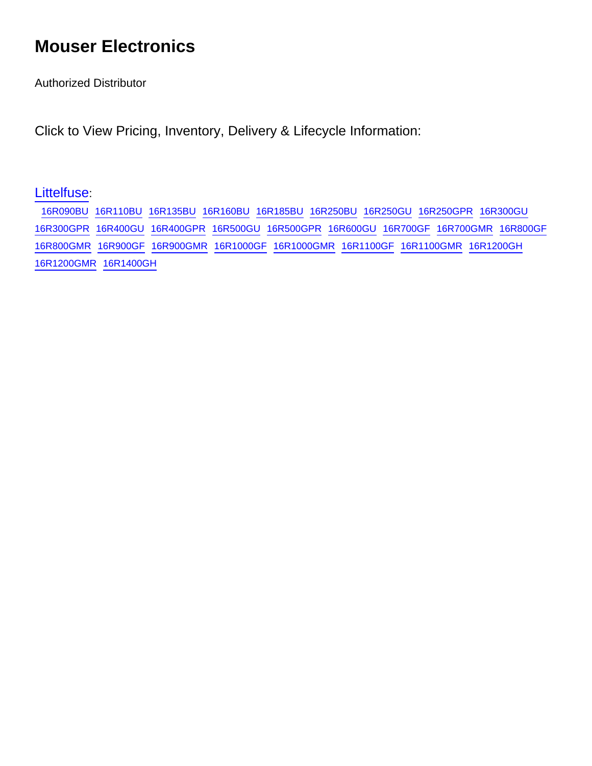# Mouser Electronics

Authorized Distributor

Click to View Pricing, Inventory, Delivery & Lifecycle Information:

Littelfuse:

16R090BU 16R110BU 16R135BU 16R160BU 16R185BU 16R250BU 16R250GU 16R250GPR 16R300GU 16R300GPR 16R400GU 16R400GPR 16R500GU 16R500GPR 16R600GU 16R700GF 16R700GMR 16R800GF 16R800GMR 16R900GF 16R900GMR 16R1000GF 16R1000GMR 16R1100GF 16R1100GMR 16R1200GH 16R1200GMR 16R1400GH